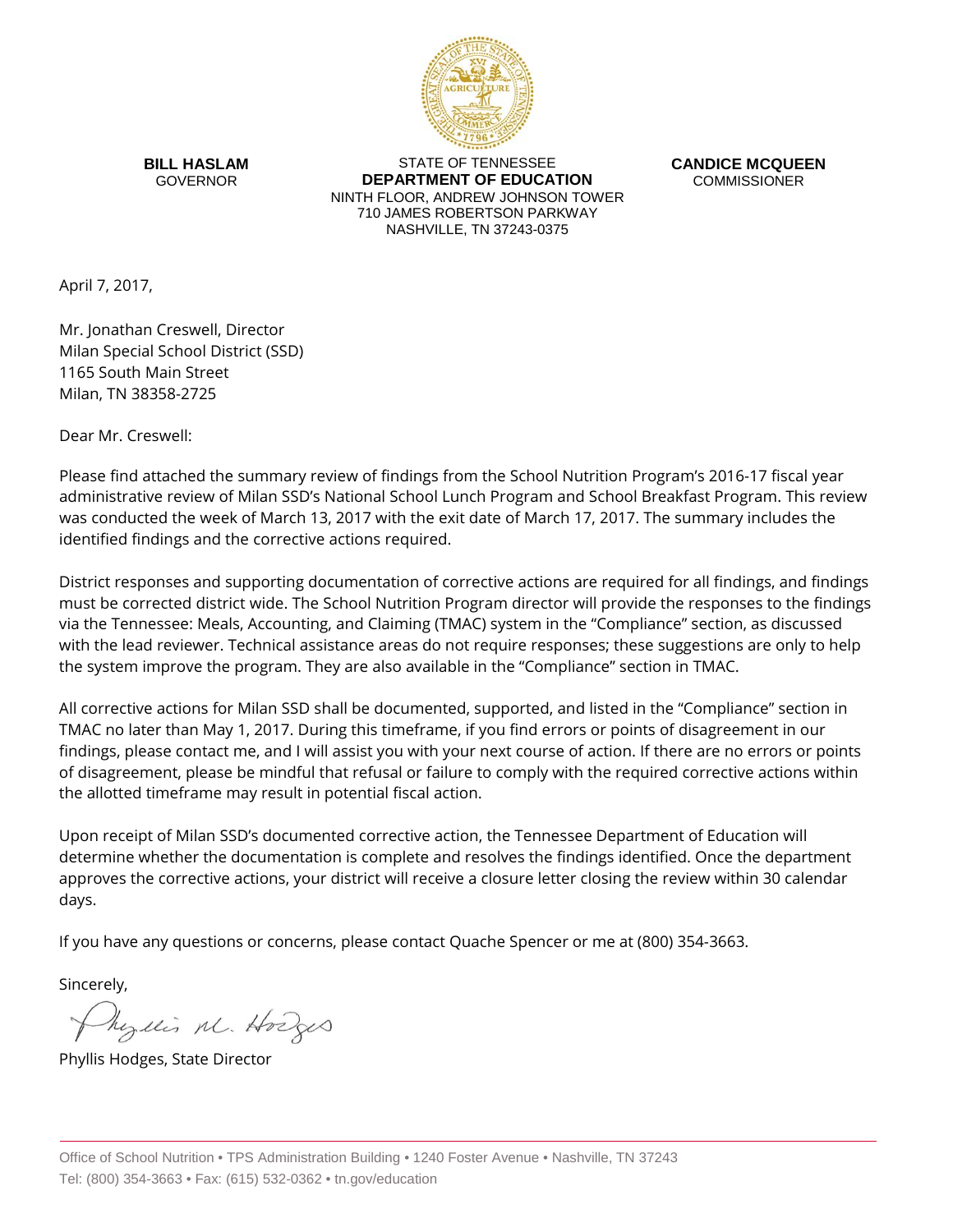**BILL HASLAM**
GOVERNOR

STATE OF TENNESSEE
**DEPARTMENT OF EDUCATION**
NINTH FLOOR, ANDREW JOHNSON TOWER
710 JAMES ROBERTSON PARKWAY
NASHVILLE, TN 37243-0375

**CANDICE MCQUEEN**
COMMISSIONER

April 7, 2017,

Mr. Jonathan Creswell, Director
Milan Special School District (SSD)
1165 South Main Street
Milan, TN 38358-2725

Dear Mr. Creswell:

Please find attached the summary review of findings from the School Nutrition Program's 2016-17 fiscal year administrative review of Milan SSD's National School Lunch Program and School Breakfast Program. This review was conducted the week of March 13, 2017 with the exit date of March 17, 2017. The summary includes the identified findings and the corrective actions required.

District responses and supporting documentation of corrective actions are required for all findings, and findings must be corrected district wide. The School Nutrition Program director will provide the responses to the findings via the Tennessee: Meals, Accounting, and Claiming (TMAC) system in the "Compliance" section, as discussed with the lead reviewer. Technical assistance areas do not require responses; these suggestions are only to help the system improve the program. They are also available in the "Compliance" section in TMAC.

All corrective actions for Milan SSD shall be documented, supported, and listed in the "Compliance" section in TMAC no later than May 1, 2017. During this timeframe, if you find errors or points of disagreement in our findings, please contact me, and I will assist you with your next course of action. If there are no errors or points of disagreement, please be mindful that refusal or failure to comply with the required corrective actions within the allotted timeframe may result in potential fiscal action.

Upon receipt of Milan SSD's documented corrective action, the Tennessee Department of Education will determine whether the documentation is complete and resolves the findings identified. Once the department approves the corrective actions, your district will receive a closure letter closing the review within 30 calendar days.

If you have any questions or concerns, please contact Quache Spencer or me at (800) 354-3663.

Sincerely,

Phyllis M. Hodges

Phyllis Hodges, State Director

Office of School Nutrition • TPS Administration Building • 1240 Foster Avenue • Nashville, TN 37243
Tel: (800) 354-3663 • Fax: (615) 532-0362 • tn.gov/education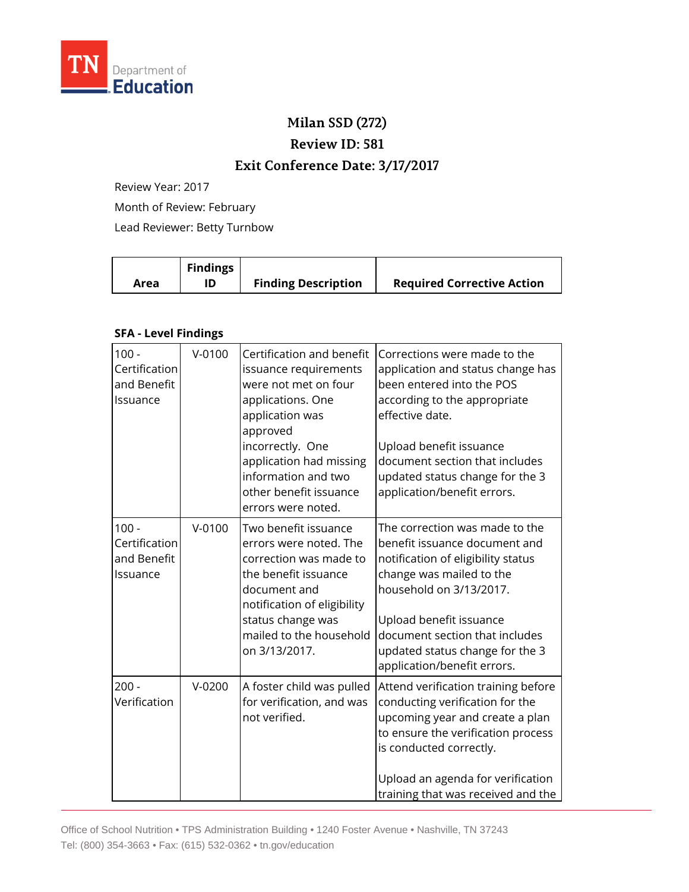# Milan SSD (272)

## Review ID: 581

## Exit Conference Date: 3/17/2017

Review Year: 2017

Month of Review: February

Lead Reviewer: Betty Turnbow

| Area | Findings ID | Finding Description | Required Corrective Action |
|---|---|---|---|

**SFA - Level Findings**

| Area | Findings ID | Finding Description | Required Corrective Action |
|---|---|---|---|
| 100 - Certification and Benefit Issuance | V-0100 | Certification and benefit issuance requirements were not met on four applications. One application was approved incorrectly. One application had missing information and two other benefit issuance errors were noted. | Corrections were made to the application and status change has been entered into the POS according to the appropriate effective date.<br><br>Upload benefit issuance document section that includes updated status change for the 3 application/benefit errors. |
| 100 - Certification and Benefit Issuance | V-0100 | Two benefit issuance errors were noted. The correction was made to the benefit issuance document and notification of eligibility status change was mailed to the household on 3/13/2017. | The correction was made to the benefit issuance document and notification of eligibility status change was mailed to the household on 3/13/2017.<br><br>Upload benefit issuance document section that includes updated status change for the 3 application/benefit errors. |
| 200 - Verification | V-0200 | A foster child was pulled for verification, and was not verified. | Attend verification training before conducting verification for the upcoming year and create a plan to ensure the verification process is conducted correctly.<br><br>Upload an agenda for verification training that was received and the |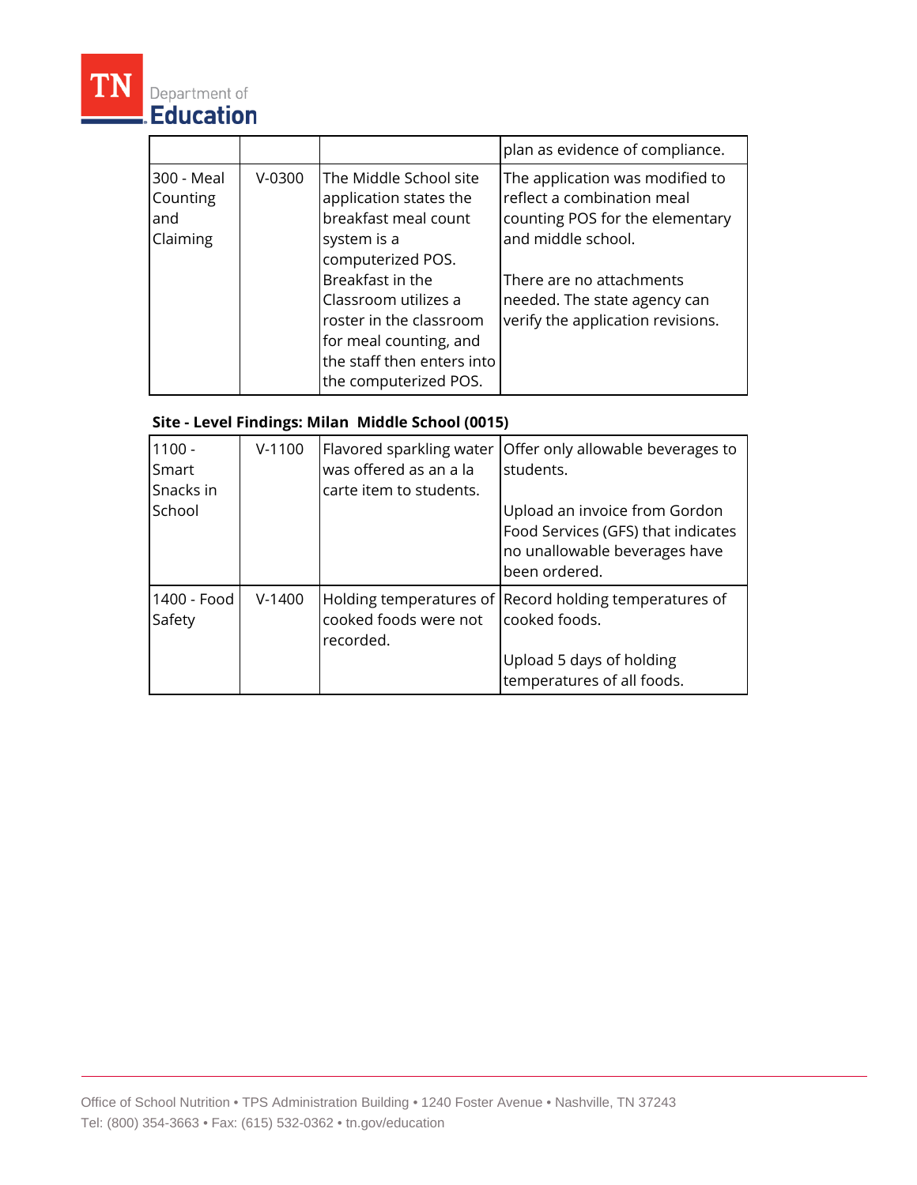| | | | |
|---|---|---|---|
| | | | plan as evidence of compliance. |
| 300 - Meal Counting and Claiming | V-0300 | The Middle School site application states the breakfast meal count system is a computerized POS. Breakfast in the Classroom utilizes a roster in the classroom for meal counting, and the staff then enters into the computerized POS. | The application was modified to reflect a combination meal counting POS for the elementary and middle school.<br><br>There are no attachments needed. The state agency can verify the application revisions. |

**Site - Level Findings: Milan Middle School (0015)**

| | | | |
|---|---|---|---|
| 1100 - Smart Snacks in School | V-1100 | Flavored sparkling water was offered as an a la carte item to students. | Offer only allowable beverages to students.<br><br>Upload an invoice from Gordon Food Services (GFS) that indicates no unallowable beverages have been ordered. |
| 1400 - Food Safety | V-1400 | Holding temperatures of cooked foods were not recorded. | Record holding temperatures of cooked foods.<br><br>Upload 5 days of holding temperatures of all foods. |